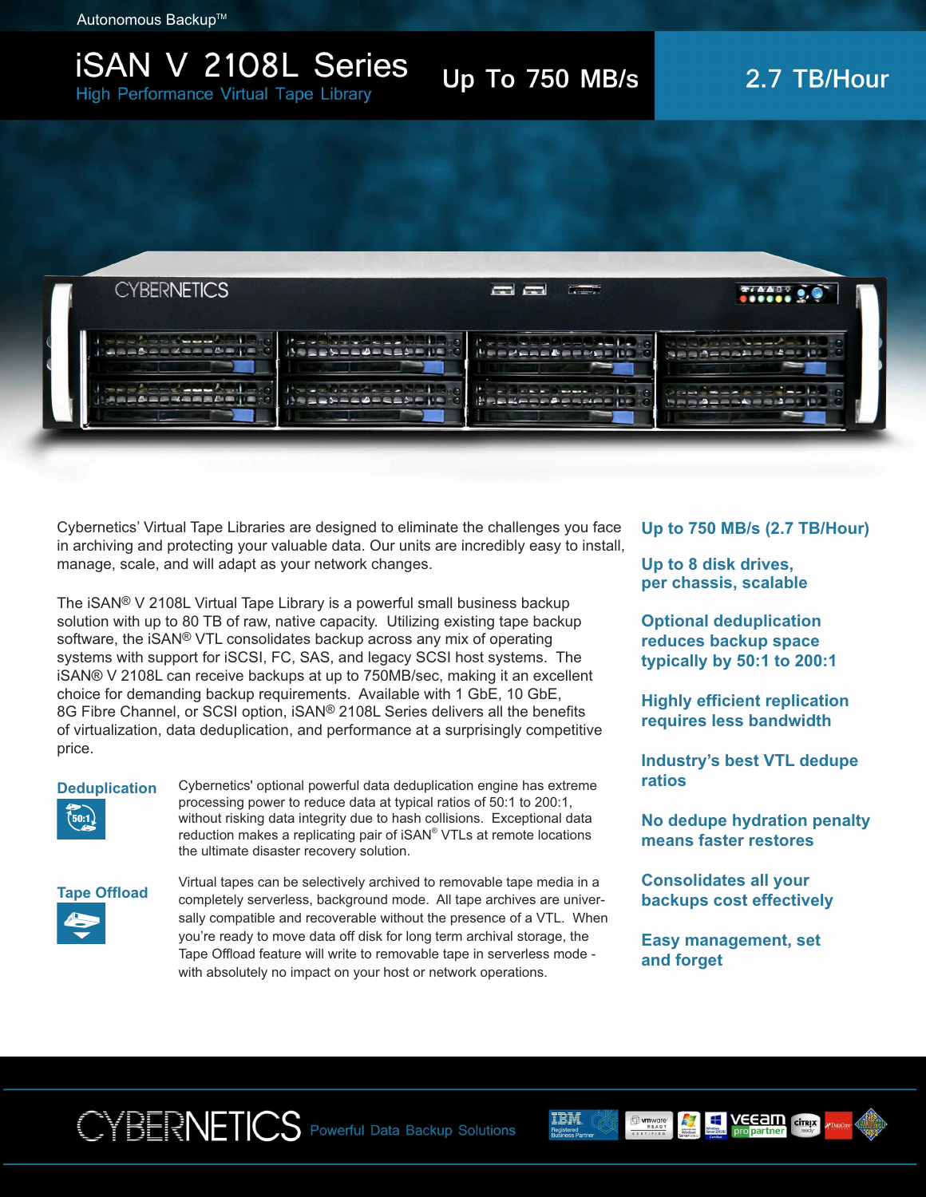Autonomous Backup™

# iSAN V 2108L Series

High Performance Virtual Tape Library

**Up To 750 MB/s**

**2.7 TB/Hour**

Cybernetics' Virtual Tape Libraries are designed to eliminate the challenges you face in archiving and protecting your valuable data. Our units are incredibly easy to install, manage, scale, and will adapt as your network changes.

The iSAN® V 2108L Virtual Tape Library is a powerful small business backup solution with up to 80 TB of raw, native capacity. Utilizing existing tape backup software, the iSAN® VTL consolidates backup across any mix of operating systems with support for iSCSI, FC, SAS, and legacy SCSI host systems. The iSAN® V 2108L can receive backups at up to 750MB/sec, making it an excellent choice for demanding backup requirements. Available with 1 GbE, 10 GbE, 8G Fibre Channel, or SCSI option, iSAN® 2108L Series delivers all the benefits of virtualization, data deduplication, and performance at a surprisingly competitive price.

### Deduplication

Cybernetics' optional powerful data deduplication engine has extreme processing power to reduce data at typical ratios of 50:1 to 200:1, without risking data integrity due to hash collisions. Exceptional data reduction makes a replicating pair of iSAN® VTLs at remote locations the ultimate disaster recovery solution.

### Tape Offload

Virtual tapes can be selectively archived to removable tape media in a completely serverless, background mode. All tape archives are universally compatible and recoverable without the presence of a VTL. When you're ready to move data off disk for long term archival storage, the Tape Offload feature will write to removable tape in serverless mode - with absolutely no impact on your host or network operations.

**Up to 750 MB/s (2.7 TB/Hour)**

**Up to 8 disk drives, per chassis, scalable**

**Optional deduplication reduces backup space typically by 50:1 to 200:1**

**Highly efficient replication requires less bandwidth**

**Industry's best VTL dedupe ratios**

**No dedupe hydration penalty means faster restores**

**Consolidates all your backups cost effectively**

**Easy management, set and forget**

CYBERNETICS Powerful Data Backup Solutions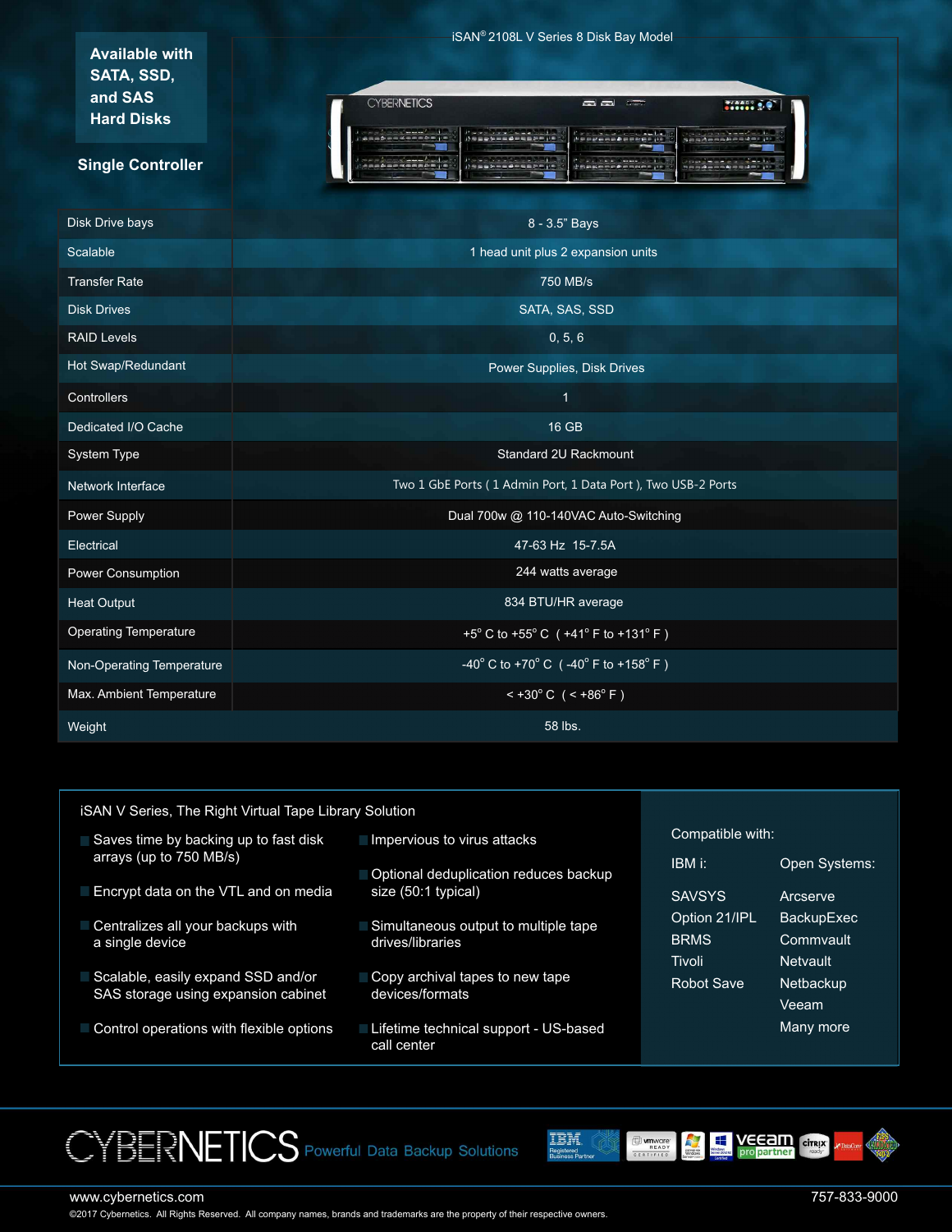**Available with SATA, SSD, and SAS Hard Disks**

**Single Controller**

iSAN® 2108L V Series 8 Disk Bay Model

| | |
|---|---|
| Disk Drive bays | 8 - 3.5" Bays |
| Scalable | 1 head unit plus 2 expansion units |
| Transfer Rate | 750 MB/s |
| Disk Drives | SATA, SAS, SSD |
| RAID Levels | 0, 5, 6 |
| Hot Swap/Redundant | Power Supplies, Disk Drives |
| Controllers | 1 |
| Dedicated I/O Cache | 16 GB |
| System Type | Standard 2U Rackmount |
| Network Interface | Two 1 GbE Ports ( 1 Admin Port, 1 Data Port ), Two USB-2 Ports |
| Power Supply | Dual 700w @ 110-140VAC Auto-Switching |
| Electrical | 47-63 Hz 15-7.5A |
| Power Consumption | 244 watts average |
| Heat Output | 834 BTU/HR average |
| Operating Temperature | +5° C to +55° C ( +41° F to +131° F ) |
| Non-Operating Temperature | -40° C to +70° C ( -40° F to +158° F ) |
| Max. Ambient Temperature | < +30° C ( < +86° F ) |
| Weight | 58 lbs. |

## iSAN V Series, The Right Virtual Tape Library Solution

- Saves time by backing up to fast disk arrays (up to 750 MB/s)
- Encrypt data on the VTL and on media
- Centralizes all your backups with a single device
- Scalable, easily expand SSD and/or SAS storage using expansion cabinet
- Control operations with flexible options
- Impervious to virus attacks
- Optional deduplication reduces backup size (50:1 typical)
- Simultaneous output to multiple tape drives/libraries
- Copy archival tapes to new tape devices/formats
- Lifetime technical support - US-based call center

**Compatible with:**

**IBM i:**
- SAVSYS
- Option 21/IPL
- BRMS
- Tivoli
- Robot Save

**Open Systems:**
- Arcserve
- BackupExec
- Commvault
- Netvault
- Netbackup
- Veeam
- Many more

CYBERNETICS Powerful Data Backup Solutions

www.cybernetics.com

757-833-9000

©2017 Cybernetics. All Rights Reserved. All company names, brands and trademarks are the property of their respective owners.